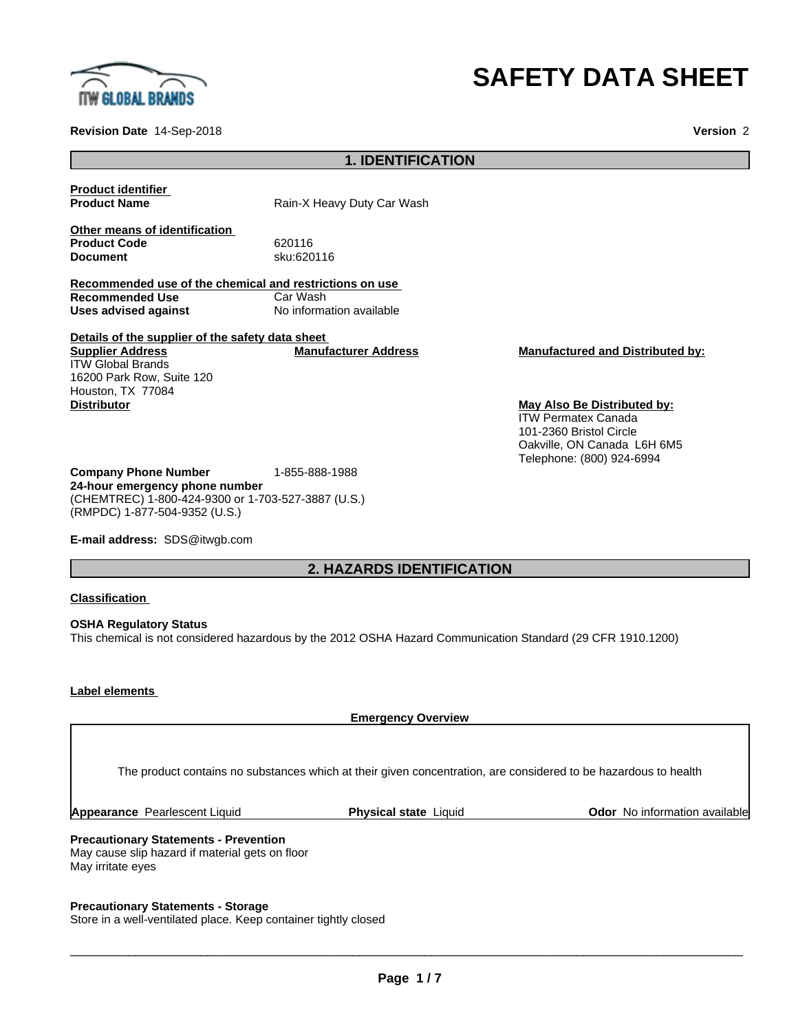# SAFETY DATA SHEET

**Revision Date** 14-Sep-2018 **Version** 2

## 1. IDENTIFICATION

**Product identifier**

**Product Name** Rain-X Heavy Duty Car Wash

**Other means of identification**

**Product Code** 620116

**Document** sku:620116

**Recommended use of the chemical and restrictions on use**

**Recommended Use** Car Wash

**Uses advised against** No information available

**Details of the supplier of the safety data sheet**

**Supplier Address**
ITW Global Brands
16200 Park Row, Suite 120
Houston, TX 77084

**Manufacturer Address**

**Manufactured and Distributed by:**

**Distributor**

**May Also Be Distributed by:**
ITW Permatex Canada
101-2360 Bristol Circle
Oakville, ON Canada L6H 6M5
Telephone: (800) 924-6994

**Company Phone Number** 1-855-888-1988

**24-hour emergency phone number**
(CHEMTREC) 1-800-424-9300 or 1-703-527-3887 (U.S.)
(RMPDC) 1-877-504-9352 (U.S.)

**E-mail address:** SDS@itwgb.com

## 2. HAZARDS IDENTIFICATION

**Classification**

**OSHA Regulatory Status**

This chemical is not considered hazardous by the 2012 OSHA Hazard Communication Standard (29 CFR 1910.1200)

**Label elements**

**Emergency Overview**

The product contains no substances which at their given concentration, are considered to be hazardous to health

**Appearance** Pearlescent Liquid **Physical state** Liquid **Odor** No information available

**Precautionary Statements - Prevention**

May cause slip hazard if material gets on floor
May irritate eyes

**Precautionary Statements - Storage**

Store in a well-ventilated place. Keep container tightly closed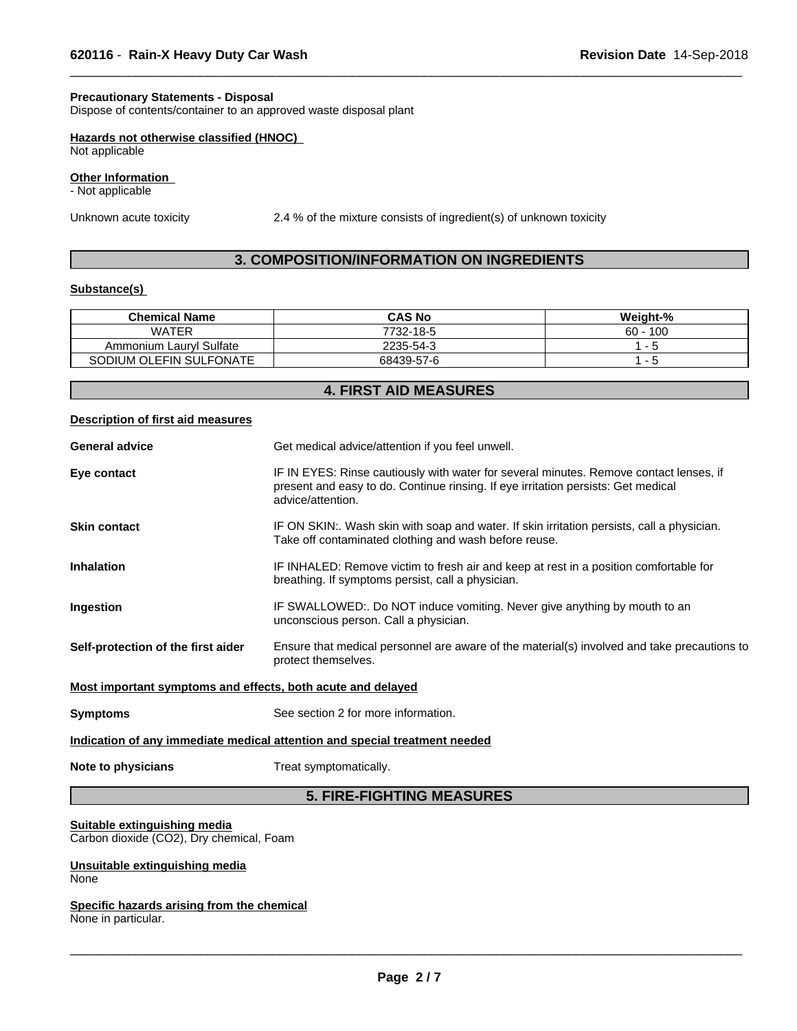**Precautionary Statements - Disposal**
Dispose of contents/container to an approved waste disposal plant

**Hazards not otherwise classified (HNOC)**
Not applicable

**Other Information**
- Not applicable

Unknown acute toxicity 2.4 % of the mixture consists of ingredient(s) of unknown toxicity

## 3. COMPOSITION/INFORMATION ON INGREDIENTS

**Substance(s)**

| Chemical Name | CAS No | Weight-% |
|---|---|---|
| WATER | 7732-18-5 | 60 - 100 |
| Ammonium Lauryl Sulfate | 2235-54-3 | 1 - 5 |
| SODIUM OLEFIN SULFONATE | 68439-57-6 | 1 - 5 |

## 4. FIRST AID MEASURES

**Description of first aid measures**

**General advice** Get medical advice/attention if you feel unwell.

**Eye contact** IF IN EYES: Rinse cautiously with water for several minutes. Remove contact lenses, if present and easy to do. Continue rinsing. If eye irritation persists: Get medical advice/attention.

**Skin contact** IF ON SKIN:. Wash skin with soap and water. If skin irritation persists, call a physician. Take off contaminated clothing and wash before reuse.

**Inhalation** IF INHALED: Remove victim to fresh air and keep at rest in a position comfortable for breathing. If symptoms persist, call a physician.

**Ingestion** IF SWALLOWED:. Do NOT induce vomiting. Never give anything by mouth to an unconscious person. Call a physician.

**Self-protection of the first aider** Ensure that medical personnel are aware of the material(s) involved and take precautions to protect themselves.

**Most important symptoms and effects, both acute and delayed**

**Symptoms** See section 2 for more information.

**Indication of any immediate medical attention and special treatment needed**

**Note to physicians** Treat symptomatically.

## 5. FIRE-FIGHTING MEASURES

**Suitable extinguishing media**
Carbon dioxide ($CO_2$), Dry chemical, Foam

**Unsuitable extinguishing media**
None

**Specific hazards arising from the chemical**
None in particular.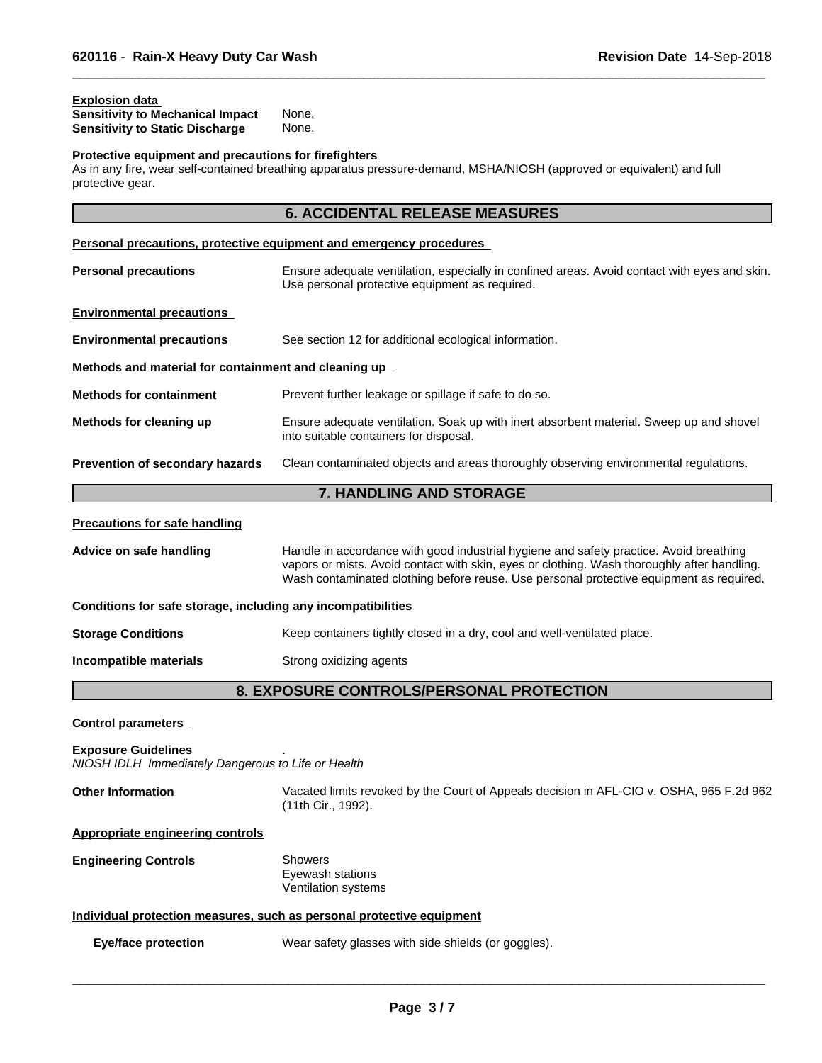**Explosion data**

| | |
|---|---|
| **Sensitivity to Mechanical Impact** | None. |
| **Sensitivity to Static Discharge** | None. |

**Protective equipment and precautions for firefighters**

As in any fire, wear self-contained breathing apparatus pressure-demand, MSHA/NIOSH (approved or equivalent) and full protective gear.

## 6. ACCIDENTAL RELEASE MEASURES

**Personal precautions, protective equipment and emergency procedures**

**Personal precautions** — Ensure adequate ventilation, especially in confined areas. Avoid contact with eyes and skin. Use personal protective equipment as required.

**Environmental precautions**

**Environmental precautions** — See section 12 for additional ecological information.

**Methods and material for containment and cleaning up**

**Methods for containment** — Prevent further leakage or spillage if safe to do so.

**Methods for cleaning up** — Ensure adequate ventilation. Soak up with inert absorbent material. Sweep up and shovel into suitable containers for disposal.

**Prevention of secondary hazards** — Clean contaminated objects and areas thoroughly observing environmental regulations.

## 7. HANDLING AND STORAGE

**Precautions for safe handling**

**Advice on safe handling** — Handle in accordance with good industrial hygiene and safety practice. Avoid breathing vapors or mists. Avoid contact with skin, eyes or clothing. Wash thoroughly after handling. Wash contaminated clothing before reuse. Use personal protective equipment as required.

**Conditions for safe storage, including any incompatibilities**

**Storage Conditions** — Keep containers tightly closed in a dry, cool and well-ventilated place.

**Incompatible materials** — Strong oxidizing agents

## 8. EXPOSURE CONTROLS/PERSONAL PROTECTION

**Control parameters**

**Exposure Guidelines** .

*NIOSH IDLH Immediately Dangerous to Life or Health*

**Other Information** — Vacated limits revoked by the Court of Appeals decision in AFL-CIO v. OSHA, 965 F.2d 962 (11th Cir., 1992).

**Appropriate engineering controls**

**Engineering Controls** — Showers
Eyewash stations
Ventilation systems

**Individual protection measures, such as personal protective equipment**

**Eye/face protection** — Wear safety glasses with side shields (or goggles).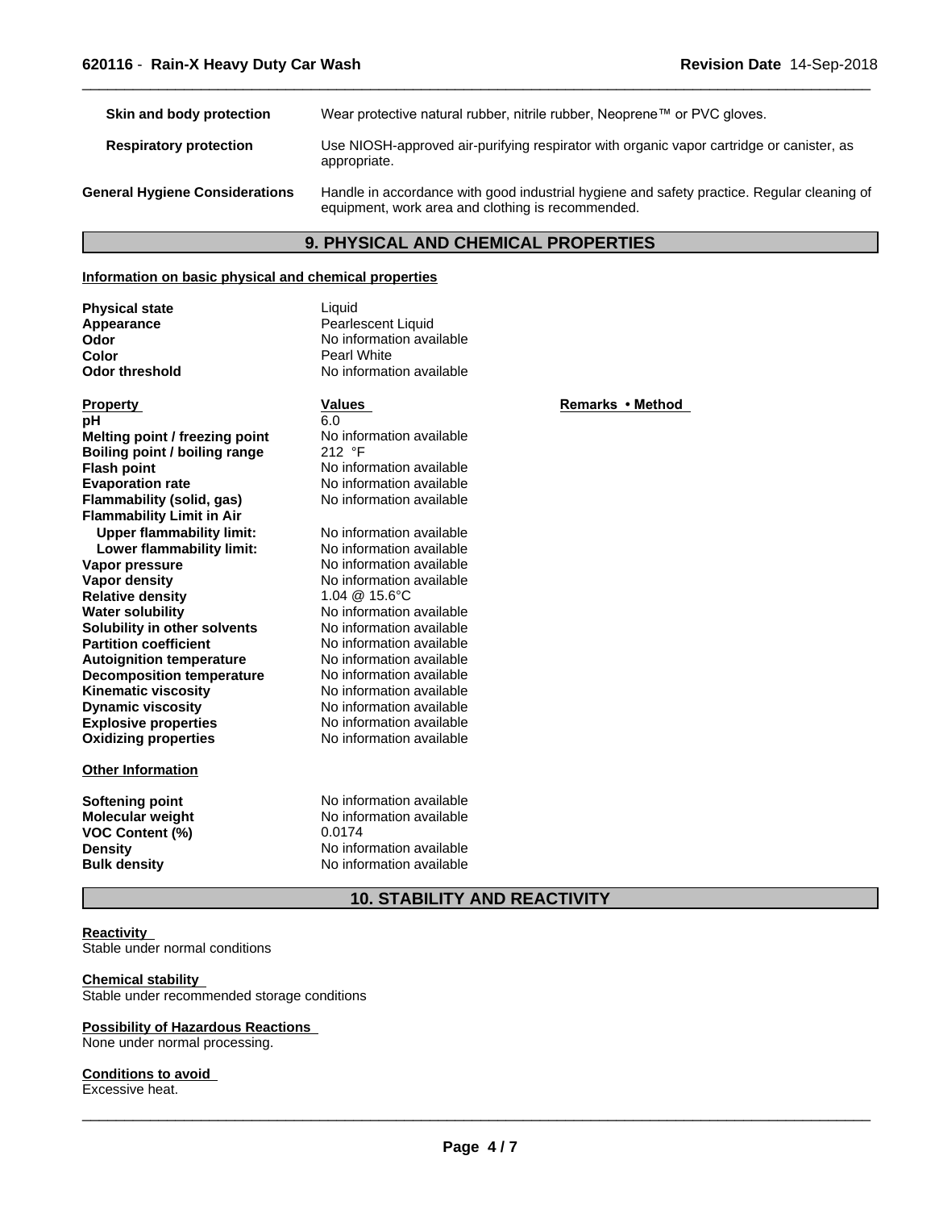| | |
|---|---|
| **Skin and body protection** | Wear protective natural rubber, nitrile rubber, Neoprene™ or PVC gloves. |
| **Respiratory protection** | Use NIOSH-approved air-purifying respirator with organic vapor cartridge or canister, as appropriate. |
| **General Hygiene Considerations** | Handle in accordance with good industrial hygiene and safety practice. Regular cleaning of equipment, work area and clothing is recommended. |

## 9. PHYSICAL AND CHEMICAL PROPERTIES

**Information on basic physical and chemical properties**

| | |
|---|---|
| **Physical state** | Liquid |
| **Appearance** | Pearlescent Liquid |
| **Odor** | No information available |
| **Color** | Pearl White |
| **Odor threshold** | No information available |

| Property | Values | Remarks • Method |
|---|---|---|
| **pH** | 6.0 | |
| **Melting point / freezing point** | No information available | |
| **Boiling point / boiling range** | 212 °F | |
| **Flash point** | No information available | |
| **Evaporation rate** | No information available | |
| **Flammability (solid, gas)** | No information available | |
| **Flammability Limit in Air** | | |
| **Upper flammability limit:** | No information available | |
| **Lower flammability limit:** | No information available | |
| **Vapor pressure** | No information available | |
| **Vapor density** | No information available | |
| **Relative density** | 1.04 @ 15.6°C | |
| **Water solubility** | No information available | |
| **Solubility in other solvents** | No information available | |
| **Partition coefficient** | No information available | |
| **Autoignition temperature** | No information available | |
| **Decomposition temperature** | No information available | |
| **Kinematic viscosity** | No information available | |
| **Dynamic viscosity** | No information available | |
| **Explosive properties** | No information available | |
| **Oxidizing properties** | No information available | |

**Other Information**

| | |
|---|---|
| **Softening point** | No information available |
| **Molecular weight** | No information available |
| **VOC Content (%)** | 0.0174 |
| **Density** | No information available |
| **Bulk density** | No information available |

## 10. STABILITY AND REACTIVITY

**Reactivity**
Stable under normal conditions

**Chemical stability**
Stable under recommended storage conditions

**Possibility of Hazardous Reactions**
None under normal processing.

**Conditions to avoid**
Excessive heat.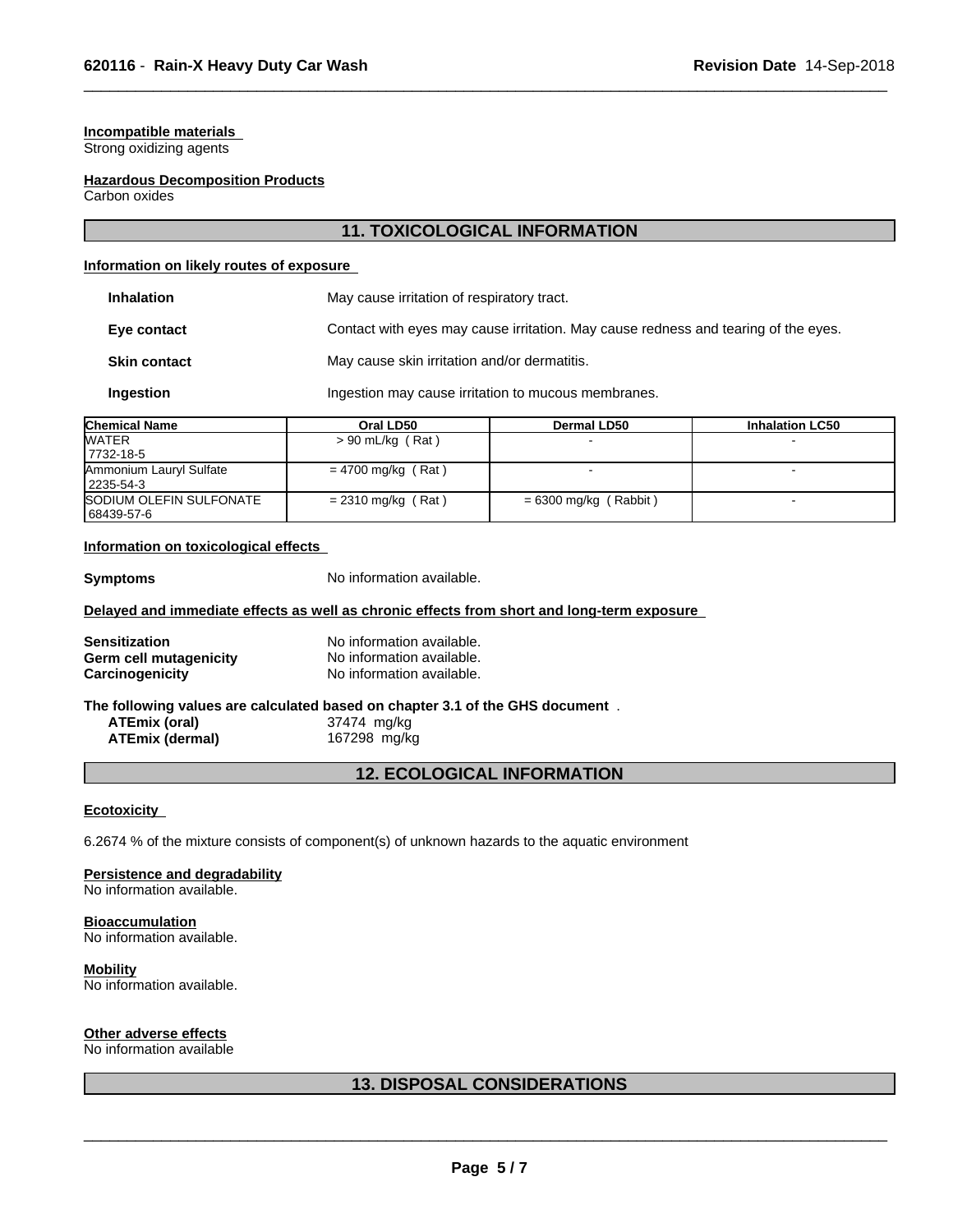**Incompatible materials**
Strong oxidizing agents

**Hazardous Decomposition Products**
Carbon oxides

## 11. TOXICOLOGICAL INFORMATION

**Information on likely routes of exposure**

**Inhalation** May cause irritation of respiratory tract.

**Eye contact** Contact with eyes may cause irritation. May cause redness and tearing of the eyes.

**Skin contact** May cause skin irritation and/or dermatitis.

**Ingestion** Ingestion may cause irritation to mucous membranes.

| Chemical Name | Oral LD50 | Dermal LD50 | Inhalation LC50 |
|---|---|---|---|
| WATER<br>7732-18-5 | > 90 mL/kg ( Rat ) | - | - |
| Ammonium Lauryl Sulfate<br>2235-54-3 | = 4700 mg/kg ( Rat ) | - | - |
| SODIUM OLEFIN SULFONATE<br>68439-57-6 | = 2310 mg/kg ( Rat ) | = 6300 mg/kg ( Rabbit ) | - |

**Information on toxicological effects**

**Symptoms** No information available.

**Delayed and immediate effects as well as chronic effects from short and long-term exposure**

**Sensitization** No information available.
**Germ cell mutagenicity** No information available.
**Carcinogenicity** No information available.

**The following values are calculated based on chapter 3.1 of the GHS document** .
**ATEmix (oral)** 37474 mg/kg
**ATEmix (dermal)** 167298 mg/kg

## 12. ECOLOGICAL INFORMATION

**Ecotoxicity**

6.2674 % of the mixture consists of component(s) of unknown hazards to the aquatic environment

**Persistence and degradability**
No information available.

**Bioaccumulation**
No information available.

**Mobility**
No information available.

**Other adverse effects**
No information available

## 13. DISPOSAL CONSIDERATIONS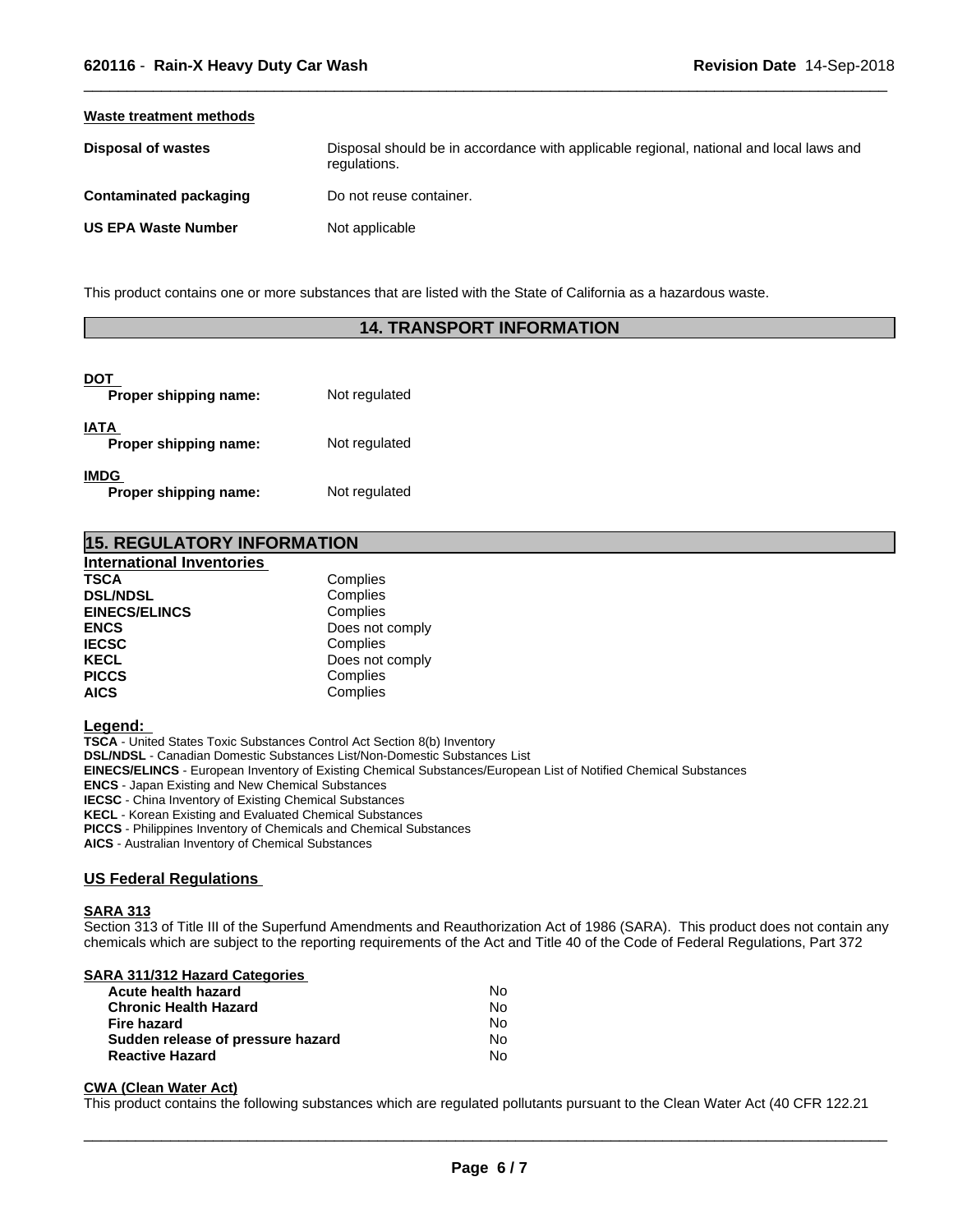#### Waste treatment methods

| | |
|---|---|
| **Disposal of wastes** | Disposal should be in accordance with applicable regional, national and local laws and regulations. |
| **Contaminated packaging** | Do not reuse container. |
| **US EPA Waste Number** | Not applicable |

This product contains one or more substances that are listed with the State of California as a hazardous waste.

## 14. TRANSPORT INFORMATION

**DOT**
**Proper shipping name:** Not regulated

**IATA**
**Proper shipping name:** Not regulated

**IMDG**
**Proper shipping name:** Not regulated

## 15. REGULATORY INFORMATION

### International Inventories

| | |
|---|---|
| **TSCA** | Complies |
| **DSL/NDSL** | Complies |
| **EINECS/ELINCS** | Complies |
| **ENCS** | Does not comply |
| **IECSC** | Complies |
| **KECL** | Does not comply |
| **PICCS** | Complies |
| **AICS** | Complies |

**Legend:**
**TSCA** - United States Toxic Substances Control Act Section 8(b) Inventory
**DSL/NDSL** - Canadian Domestic Substances List/Non-Domestic Substances List
**EINECS/ELINCS** - European Inventory of Existing Chemical Substances/European List of Notified Chemical Substances
**ENCS** - Japan Existing and New Chemical Substances
**IECSC** - China Inventory of Existing Chemical Substances
**KECL** - Korean Existing and Evaluated Chemical Substances
**PICCS** - Philippines Inventory of Chemicals and Chemical Substances
**AICS** - Australian Inventory of Chemical Substances

### US Federal Regulations

**SARA 313**
Section 313 of Title III of the Superfund Amendments and Reauthorization Act of 1986 (SARA). This product does not contain any chemicals which are subject to the reporting requirements of the Act and Title 40 of the Code of Federal Regulations, Part 372

**SARA 311/312 Hazard Categories**

| | |
|---|---|
| **Acute health hazard** | No |
| **Chronic Health Hazard** | No |
| **Fire hazard** | No |
| **Sudden release of pressure hazard** | No |
| **Reactive Hazard** | No |

**CWA (Clean Water Act)**
This product contains the following substances which are regulated pollutants pursuant to the Clean Water Act (40 CFR 122.21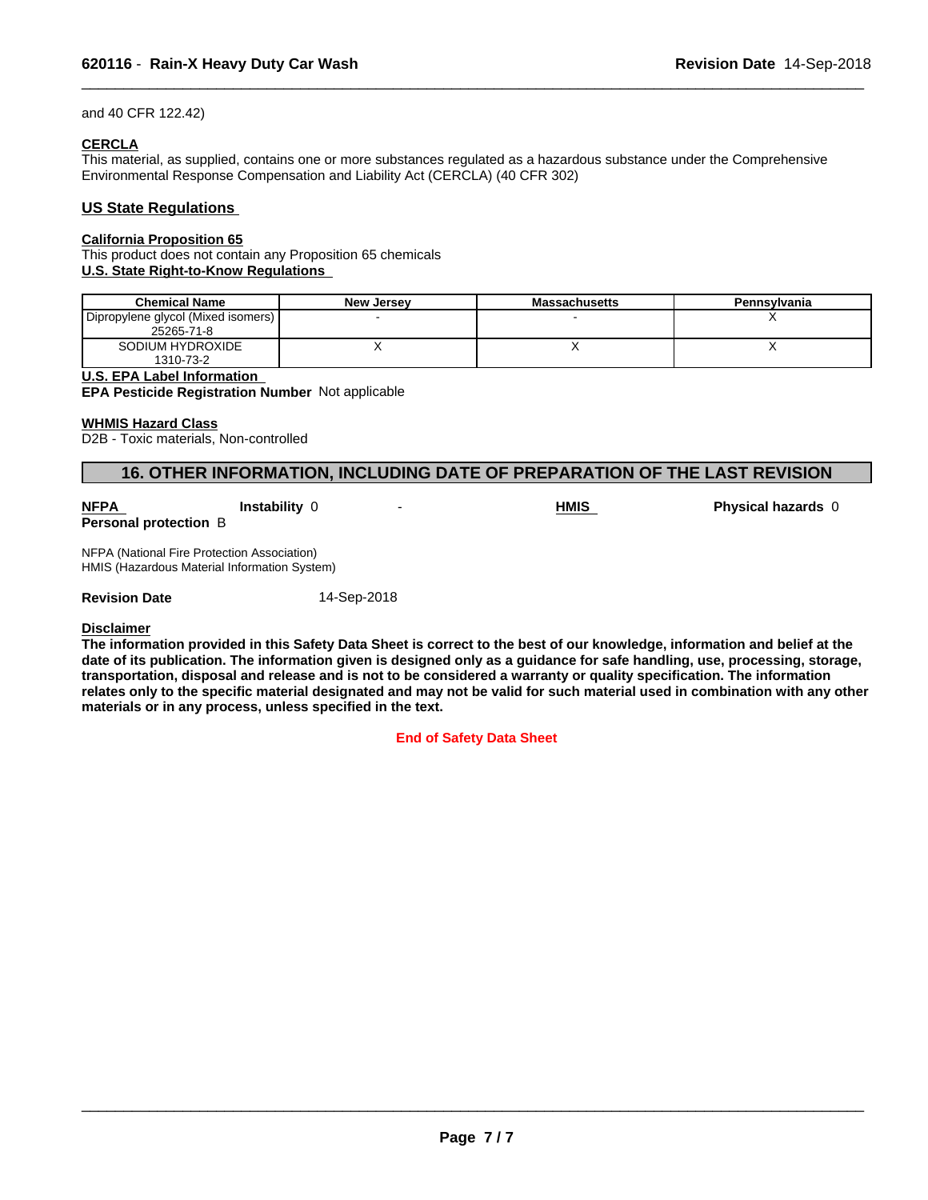and 40 CFR 122.42)

**CERCLA**

This material, as supplied, contains one or more substances regulated as a hazardous substance under the Comprehensive Environmental Response Compensation and Liability Act (CERCLA) (40 CFR 302)

## US State Regulations

**California Proposition 65**

This product does not contain any Proposition 65 chemicals

**U.S. State Right-to-Know Regulations**

| Chemical Name | New Jersey | Massachusetts | Pennsylvania |
|---|---|---|---|
| Dipropylene glycol (Mixed isomers) 25265-71-8 | - | - | X |
| SODIUM HYDROXIDE 1310-73-2 | X | X | X |

**U.S. EPA Label Information**

**EPA Pesticide Registration Number** Not applicable

**WHMIS Hazard Class**

D2B - Toxic materials, Non-controlled

## 16. OTHER INFORMATION, INCLUDING DATE OF PREPARATION OF THE LAST REVISION

**NFPA** **Instability** 0 - **HMIS** **Physical hazards** 0
**Personal protection** B

NFPA (National Fire Protection Association)
HMIS (Hazardous Material Information System)

**Revision Date** 14-Sep-2018

**Disclaimer**

**The information provided in this Safety Data Sheet is correct to the best of our knowledge, information and belief at the date of its publication. The information given is designed only as a guidance for safe handling, use, processing, storage, transportation, disposal and release and is not to be considered a warranty or quality specification. The information relates only to the specific material designated and may not be valid for such material used in combination with any other materials or in any process, unless specified in the text.**

**End of Safety Data Sheet**